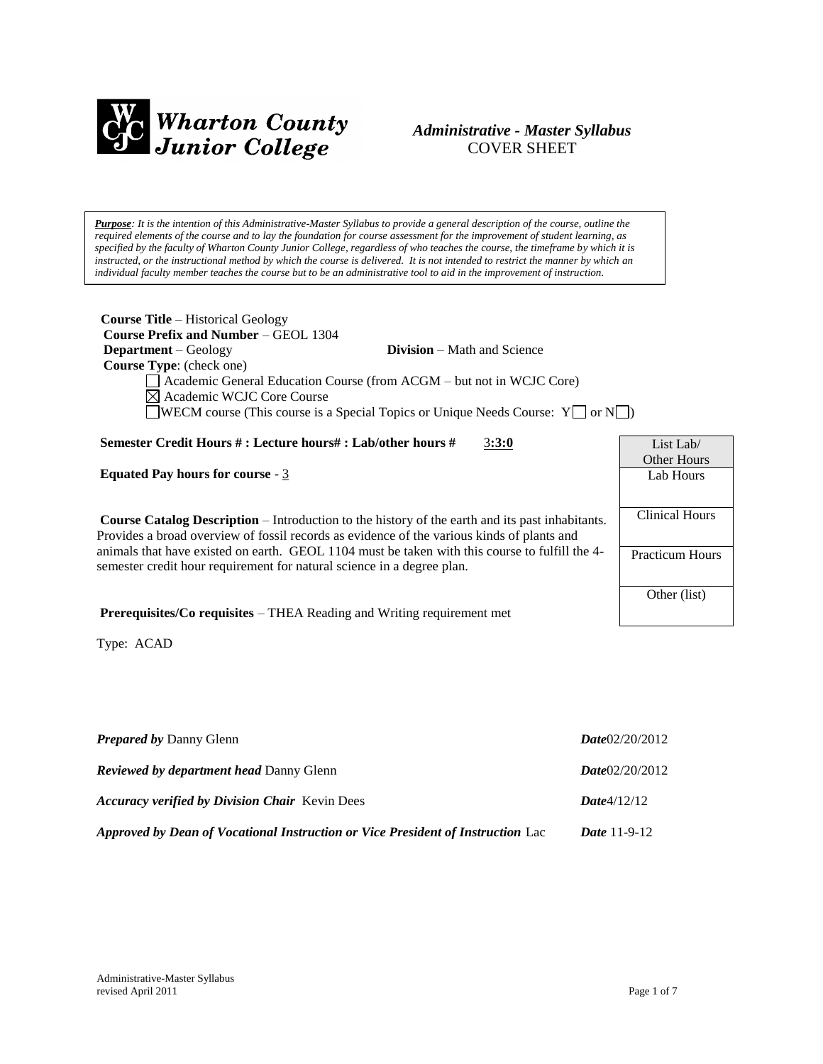# Wharton County Junior College

*Administrative - Master Syllabus*
COVER SHEET

***Purpose****: It is the intention of this Administrative-Master Syllabus to provide a general description of the course, outline the required elements of the course and to lay the foundation for course assessment for the improvement of student learning, as specified by the faculty of Wharton County Junior College, regardless of who teaches the course, the timeframe by which it is instructed, or the instructional method by which the course is delivered. It is not intended to restrict the manner by which an individual faculty member teaches the course but to be an administrative tool to aid in the improvement of instruction.*

**Course Title** – Historical Geology
**Course Prefix and Number** – GEOL 1304
**Department** – Geology **Division** – Math and Science
**Course Type**: (check one)

- ☐ Academic General Education Course (from ACGM – but not in WCJC Core)
- ☒ Academic WCJC Core Course
- ☐ WECM course (This course is a Special Topics or Unique Needs Course: Y☐ or N☐)

**Semester Credit Hours # : Lecture hours# : Lab/other hours #** 3**:3:0**

**Equated Pay hours for course** - 3

**Course Catalog Description** – Introduction to the history of the earth and its past inhabitants. Provides a broad overview of fossil records as evidence of the various kinds of plants and animals that have existed on earth. GEOL 1104 must be taken with this course to fulfill the 4-semester credit hour requirement for natural science in a degree plan.

**Prerequisites/Co requisites** – THEA Reading and Writing requirement met

| List Lab/ Other Hours |
| --- |
| Lab Hours |
| Clinical Hours |
| Practicum Hours |
| Other (list) |

Type: ACAD

***Prepared by*** Danny Glenn ***Date***02/20/2012

***Reviewed by department head*** Danny Glenn ***Date***02/20/2012

***Accuracy verified by Division Chair*** Kevin Dees ***Date***4/12/12

***Approved by Dean of Vocational Instruction or Vice President of Instruction*** Lac ***Date*** 11-9-12

Administrative-Master Syllabus
revised April 2011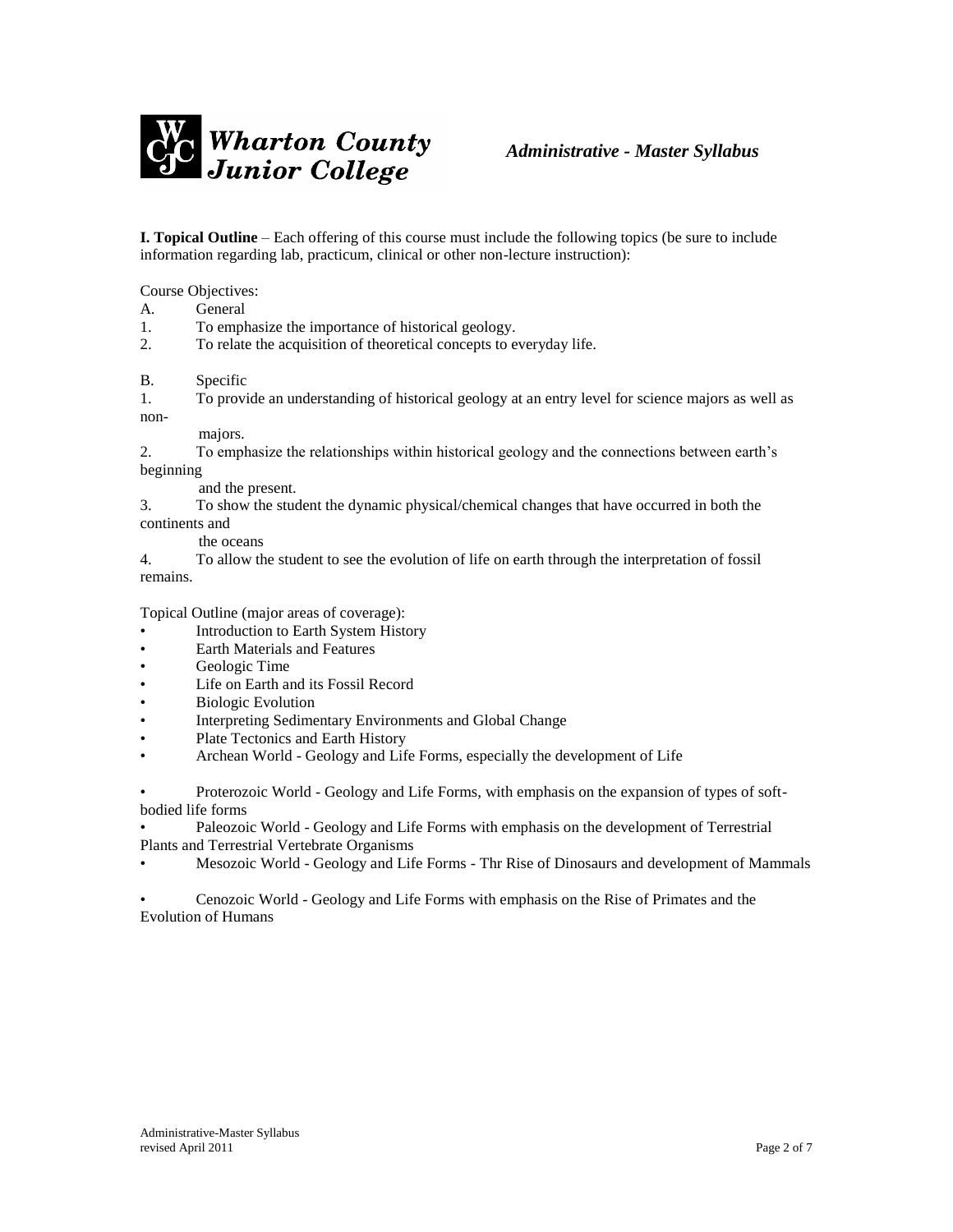**I. Topical Outline** – Each offering of this course must include the following topics (be sure to include information regarding lab, practicum, clinical or other non-lecture instruction):

Course Objectives:

A. General

1. To emphasize the importance of historical geology.
2. To relate the acquisition of theoretical concepts to everyday life.

B. Specific

1. To provide an understanding of historical geology at an entry level for science majors as well as non-majors.
2. To emphasize the relationships within historical geology and the connections between earth's beginning and the present.
3. To show the student the dynamic physical/chemical changes that have occurred in both the continents and the oceans
4. To allow the student to see the evolution of life on earth through the interpretation of fossil remains.

Topical Outline (major areas of coverage):

- Introduction to Earth System History
- Earth Materials and Features
- Geologic Time
- Life on Earth and its Fossil Record
- Biologic Evolution
- Interpreting Sedimentary Environments and Global Change
- Plate Tectonics and Earth History
- Archean World - Geology and Life Forms, especially the development of Life
- Proterozoic World - Geology and Life Forms, with emphasis on the expansion of types of soft-bodied life forms
- Paleozoic World - Geology and Life Forms with emphasis on the development of Terrestrial Plants and Terrestrial Vertebrate Organisms
- Mesozoic World - Geology and Life Forms - Thr Rise of Dinosaurs and development of Mammals
- Cenozoic World - Geology and Life Forms with emphasis on the Rise of Primates and the Evolution of Humans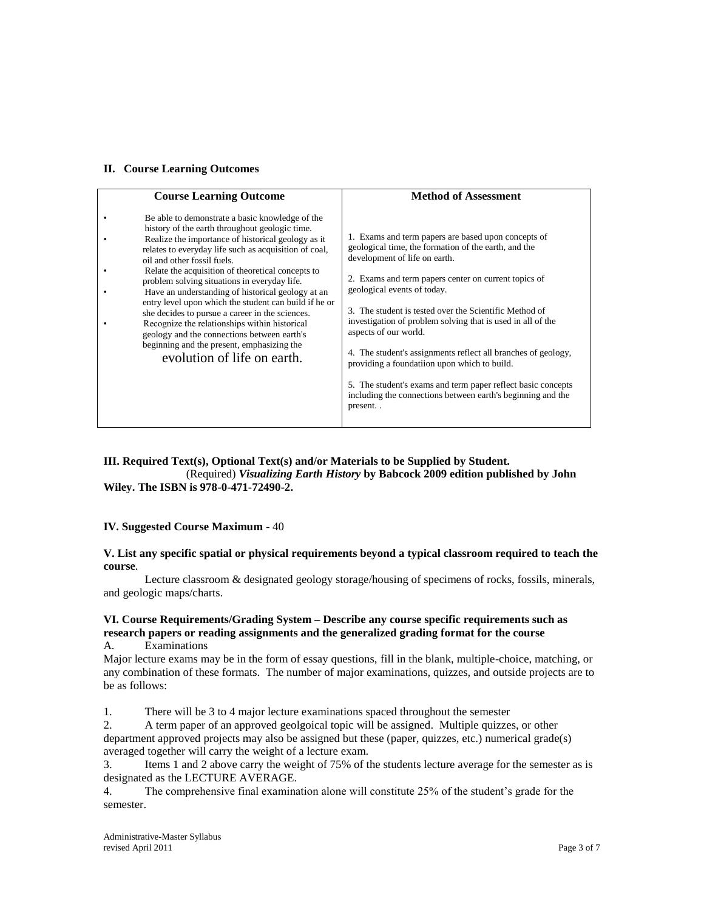## II. Course Learning Outcomes

| Course Learning Outcome | Method of Assessment |
|---|---|
| • Be able to demonstrate a basic knowledge of the history of the earth throughout geologic time.<br>• Realize the importance of historical geology as it relates to everyday life such as acquisition of coal, oil and other fossil fuels.<br>• Relate the acquisition of theoretical concepts to problem solving situations in everyday life.<br>• Have an understanding of historical geology at an entry level upon which the student can build if he or she decides to pursue a career in the sciences.<br>• Recognize the relationships within historical geology and the connections between earth's beginning and the present, emphasizing the evolution of life on earth. | 1. Exams and term papers are based upon concepts of geological time, the formation of the earth, and the development of life on earth.<br><br>2. Exams and term papers center on current topics of geological events of today.<br><br>3. The student is tested over the Scientific Method of investigation of problem solving that is used in all of the aspects of our world.<br><br>4. The student's assignments reflect all branches of geology, providing a foundatiion upon which to build.<br><br>5. The student's exams and term paper reflect basic concepts including the connections between earth's beginning and the present. . |

**III. Required Text(s), Optional Text(s) and/or Materials to be Supplied by Student.**
(Required) ***Visualizing Earth History*** **by Babcock 2009 edition published by John Wiley. The ISBN is 978-0-471-72490-2.**

**IV. Suggested Course Maximum** - 40

**V. List any specific spatial or physical requirements beyond a typical classroom required to teach the course**.

Lecture classroom & designated geology storage/housing of specimens of rocks, fossils, minerals, and geologic maps/charts.

**VI. Course Requirements/Grading System – Describe any course specific requirements such as research papers or reading assignments and the generalized grading format for the course**

A. Examinations

Major lecture exams may be in the form of essay questions, fill in the blank, multiple-choice, matching, or any combination of these formats. The number of major examinations, quizzes, and outside projects are to be as follows:

1. There will be 3 to 4 major lecture examinations spaced throughout the semester
2. A term paper of an approved geolgoical topic will be assigned. Multiple quizzes, or other department approved projects may also be assigned but these (paper, quizzes, etc.) numerical grade(s) averaged together will carry the weight of a lecture exam.
3. Items 1 and 2 above carry the weight of 75% of the students lecture average for the semester as is designated as the LECTURE AVERAGE.
4. The comprehensive final examination alone will constitute 25% of the student's grade for the semester.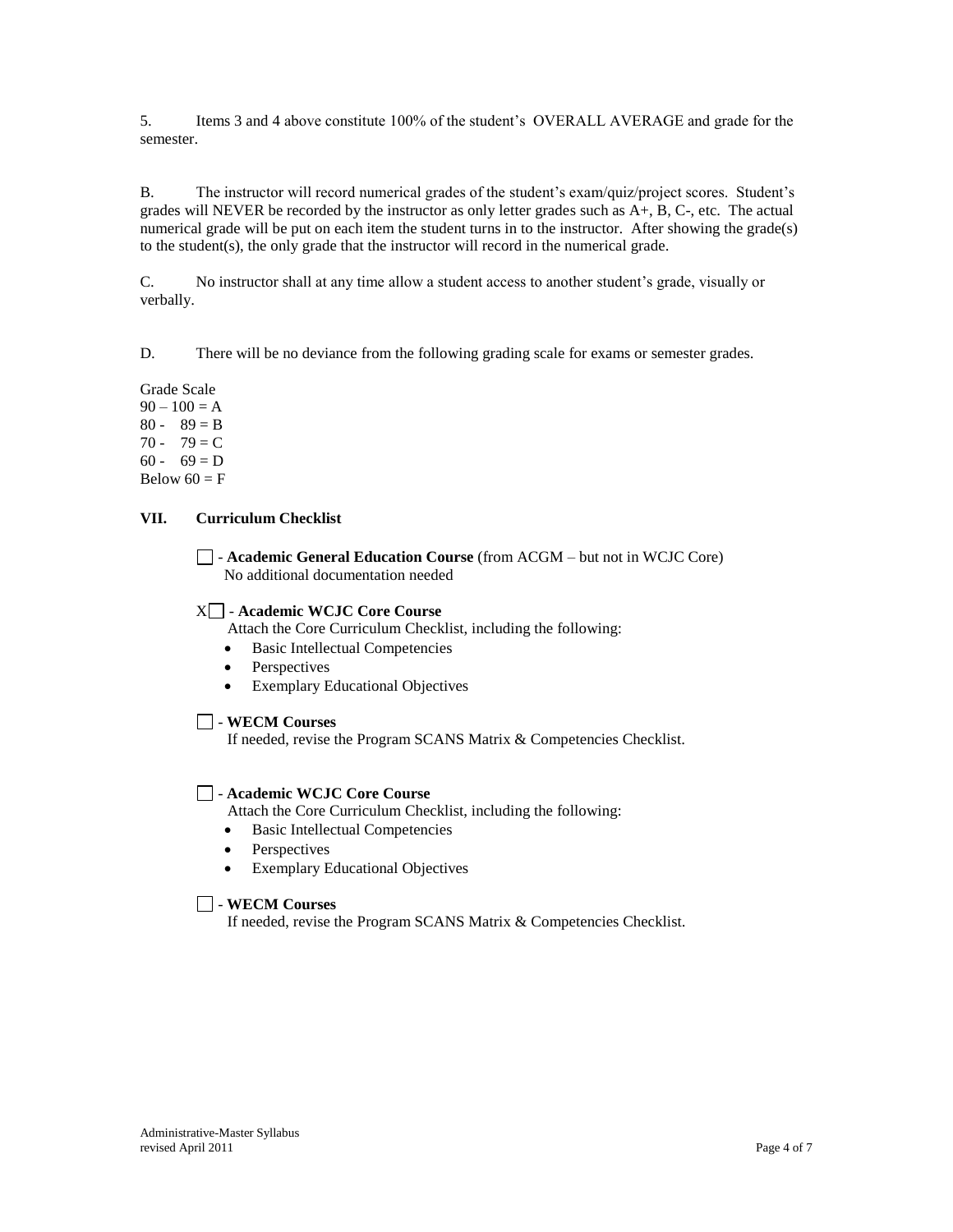5. Items 3 and 4 above constitute 100% of the student's OVERALL AVERAGE and grade for the semester.

B. The instructor will record numerical grades of the student's exam/quiz/project scores. Student's grades will NEVER be recorded by the instructor as only letter grades such as A+, B, C-, etc. The actual numerical grade will be put on each item the student turns in to the instructor. After showing the grade(s) to the student(s), the only grade that the instructor will record in the numerical grade.

C. No instructor shall at any time allow a student access to another student's grade, visually or verbally.

D. There will be no deviance from the following grading scale for exams or semester grades.

Grade Scale
90 – 100 = A
80 - 89 = B
70 - 79 = C
60 - 69 = D
Below 60 = F

## VII. Curriculum Checklist

☐ - **Academic General Education Course** (from ACGM – but not in WCJC Core)
No additional documentation needed

X☐ - **Academic WCJC Core Course**
Attach the Core Curriculum Checklist, including the following:

- Basic Intellectual Competencies
- Perspectives
- Exemplary Educational Objectives

☐ - **WECM Courses**
If needed, revise the Program SCANS Matrix & Competencies Checklist.

☐ - **Academic WCJC Core Course**
Attach the Core Curriculum Checklist, including the following:

- Basic Intellectual Competencies
- Perspectives
- Exemplary Educational Objectives

☐ - **WECM Courses**
If needed, revise the Program SCANS Matrix & Competencies Checklist.

Administrative-Master Syllabus
revised April 2011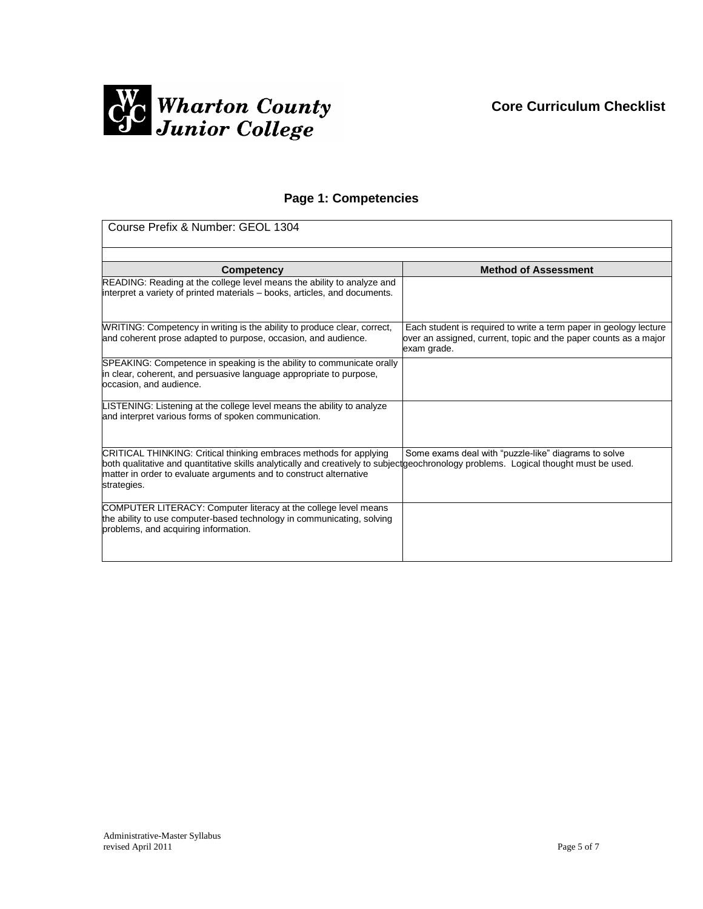**Wharton County Junior College**

**Core Curriculum Checklist**

## Page 1: Competencies

Course Prefix & Number: GEOL 1304

| Competency | Method of Assessment |
|---|---|
| READING: Reading at the college level means the ability to analyze and interpret a variety of printed materials – books, articles, and documents. | |
| WRITING: Competency in writing is the ability to produce clear, correct, and coherent prose adapted to purpose, occasion, and audience. | Each student is required to write a term paper in geology lecture over an assigned, current, topic and the paper counts as a major exam grade. |
| SPEAKING: Competence in speaking is the ability to communicate orally in clear, coherent, and persuasive language appropriate to purpose, occasion, and audience. | |
| LISTENING: Listening at the college level means the ability to analyze and interpret various forms of spoken communication. | |
| CRITICAL THINKING: Critical thinking embraces methods for applying both qualitative and quantitative skills analytically and creatively to subject matter in order to evaluate arguments and to construct alternative strategies. | Some exams deal with "puzzle-like" diagrams to solve geochronology problems. Logical thought must be used. |
| COMPUTER LITERACY: Computer literacy at the college level means the ability to use computer-based technology in communicating, solving problems, and acquiring information. | |

Administrative-Master Syllabus
revised April 2011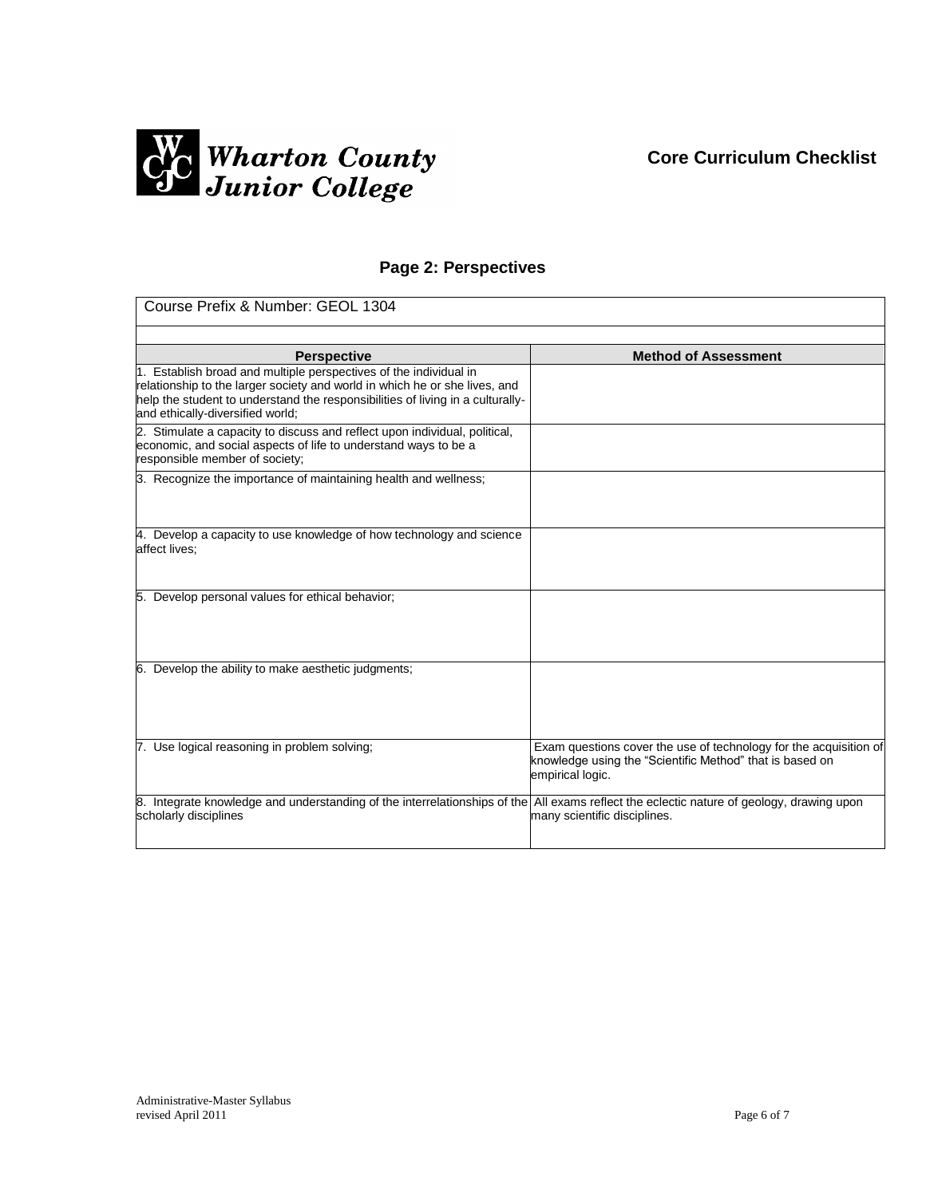Wharton County Junior College

**Core Curriculum Checklist**

## Page 2: Perspectives

Course Prefix & Number: GEOL 1304

| Perspective | Method of Assessment |
|---|---|
| 1. Establish broad and multiple perspectives of the individual in relationship to the larger society and world in which he or she lives, and help the student to understand the responsibilities of living in a culturally- and ethically-diversified world; | |
| 2. Stimulate a capacity to discuss and reflect upon individual, political, economic, and social aspects of life to understand ways to be a responsible member of society; | |
| 3. Recognize the importance of maintaining health and wellness; | |
| 4. Develop a capacity to use knowledge of how technology and science affect lives; | |
| 5. Develop personal values for ethical behavior; | |
| 6. Develop the ability to make aesthetic judgments; | |
| 7. Use logical reasoning in problem solving; | Exam questions cover the use of technology for the acquisition of knowledge using the "Scientific Method" that is based on empirical logic. |
| 8. Integrate knowledge and understanding of the interrelationships of the scholarly disciplines | All exams reflect the eclectic nature of geology, drawing upon many scientific disciplines. |

Administrative-Master Syllabus
revised April 2011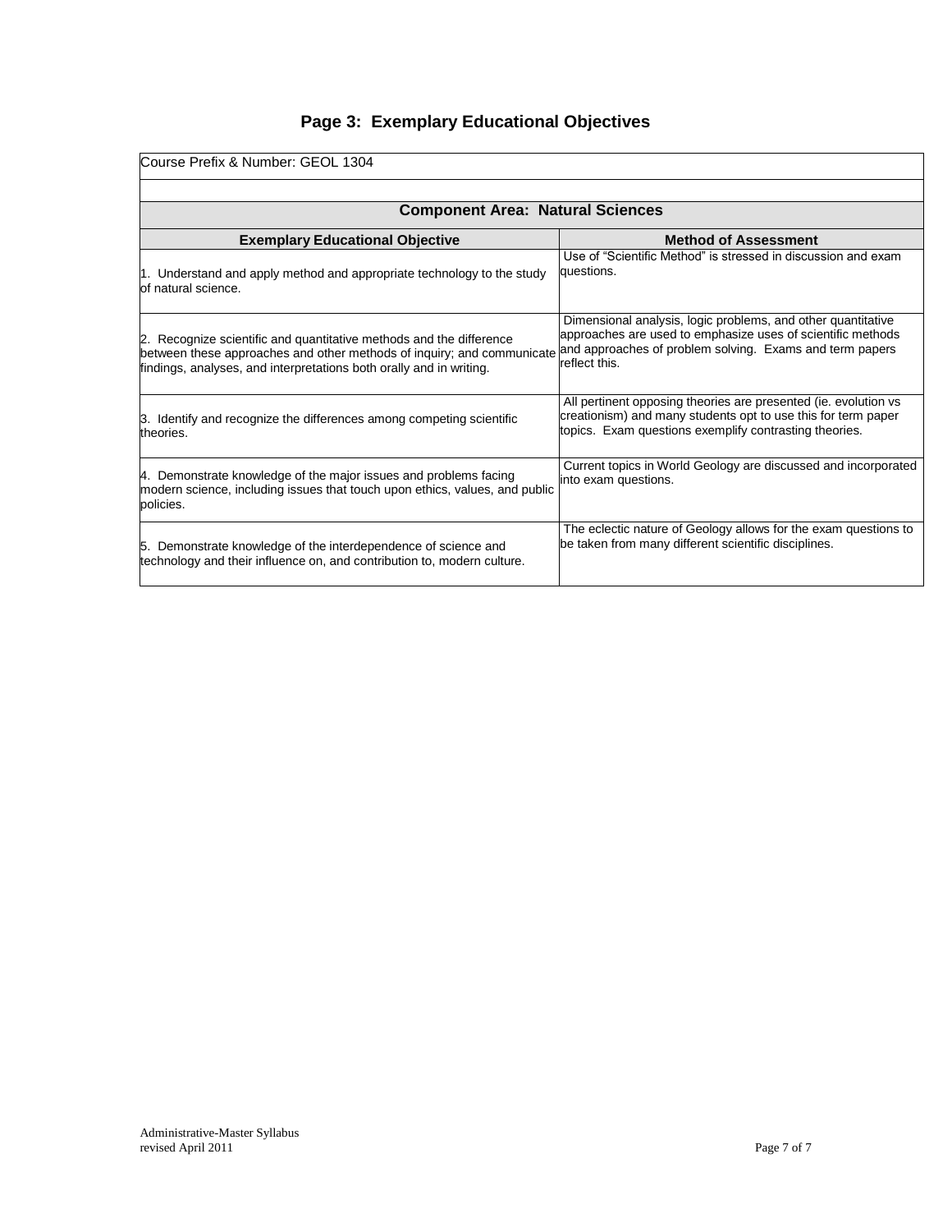# Page 3: Exemplary Educational Objectives

| Course Prefix & Number: GEOL 1304 | |
|---|---|
| | |
| **Component Area: Natural Sciences** | |
| **Exemplary Educational Objective** | **Method of Assessment** |
| 1. Understand and apply method and appropriate technology to the study of natural science. | Use of "Scientific Method" is stressed in discussion and exam questions. |
| 2. Recognize scientific and quantitative methods and the difference between these approaches and other methods of inquiry; and communicate findings, analyses, and interpretations both orally and in writing. | Dimensional analysis, logic problems, and other quantitative approaches are used to emphasize uses of scientific methods and approaches of problem solving. Exams and term papers reflect this. |
| 3. Identify and recognize the differences among competing scientific theories. | All pertinent opposing theories are presented (ie. evolution vs creationism) and many students opt to use this for term paper topics. Exam questions exemplify contrasting theories. |
| 4. Demonstrate knowledge of the major issues and problems facing modern science, including issues that touch upon ethics, values, and public policies. | Current topics in World Geology are discussed and incorporated into exam questions. |
| 5. Demonstrate knowledge of the interdependence of science and technology and their influence on, and contribution to, modern culture. | The eclectic nature of Geology allows for the exam questions to be taken from many different scientific disciplines. |

Administrative-Master Syllabus
revised April 2011